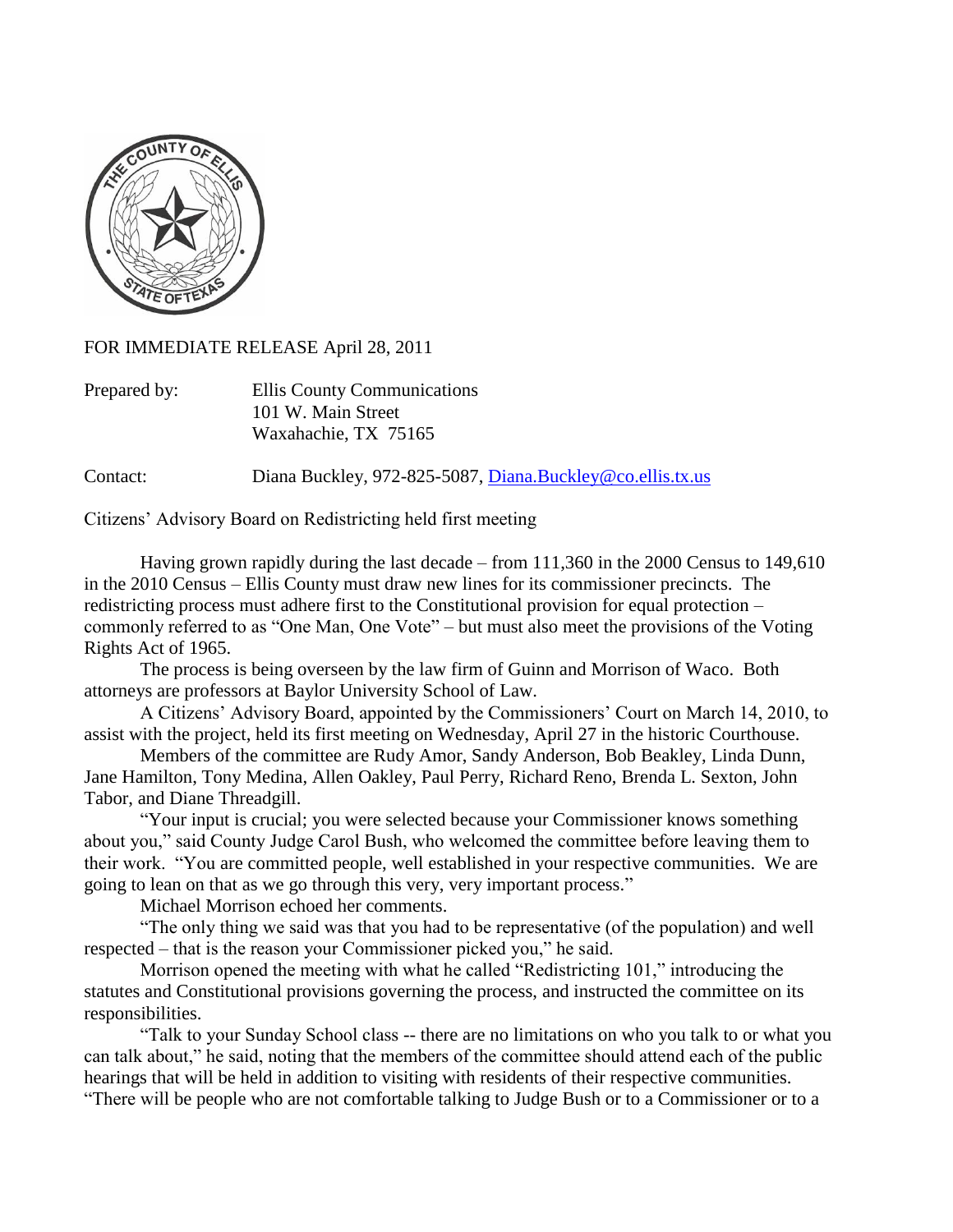FOR IMMEDIATE RELEASE April 28, 2011

Prepared by: Ellis County Communications
101 W. Main Street
Waxahachie, TX 75165

Contact: Diana Buckley, 972-825-5087, [Diana.Buckley@co.ellis.tx.us](mailto:Diana.Buckley@co.ellis.tx.us)

Citizens' Advisory Board on Redistricting held first meeting

Having grown rapidly during the last decade – from 111,360 in the 2000 Census to 149,610 in the 2010 Census – Ellis County must draw new lines for its commissioner precincts. The redistricting process must adhere first to the Constitutional provision for equal protection – commonly referred to as "One Man, One Vote" – but must also meet the provisions of the Voting Rights Act of 1965.

The process is being overseen by the law firm of Guinn and Morrison of Waco. Both attorneys are professors at Baylor University School of Law.

A Citizens' Advisory Board, appointed by the Commissioners' Court on March 14, 2010, to assist with the project, held its first meeting on Wednesday, April 27 in the historic Courthouse.

Members of the committee are Rudy Amor, Sandy Anderson, Bob Beakley, Linda Dunn, Jane Hamilton, Tony Medina, Allen Oakley, Paul Perry, Richard Reno, Brenda L. Sexton, John Tabor, and Diane Threadgill.

"Your input is crucial; you were selected because your Commissioner knows something about you," said County Judge Carol Bush, who welcomed the committee before leaving them to their work. "You are committed people, well established in your respective communities. We are going to lean on that as we go through this very, very important process."

Michael Morrison echoed her comments.

"The only thing we said was that you had to be representative (of the population) and well respected – that is the reason your Commissioner picked you," he said.

Morrison opened the meeting with what he called "Redistricting 101," introducing the statutes and Constitutional provisions governing the process, and instructed the committee on its responsibilities.

"Talk to your Sunday School class -- there are no limitations on who you talk to or what you can talk about," he said, noting that the members of the committee should attend each of the public hearings that will be held in addition to visiting with residents of their respective communities. "There will be people who are not comfortable talking to Judge Bush or to a Commissioner or to a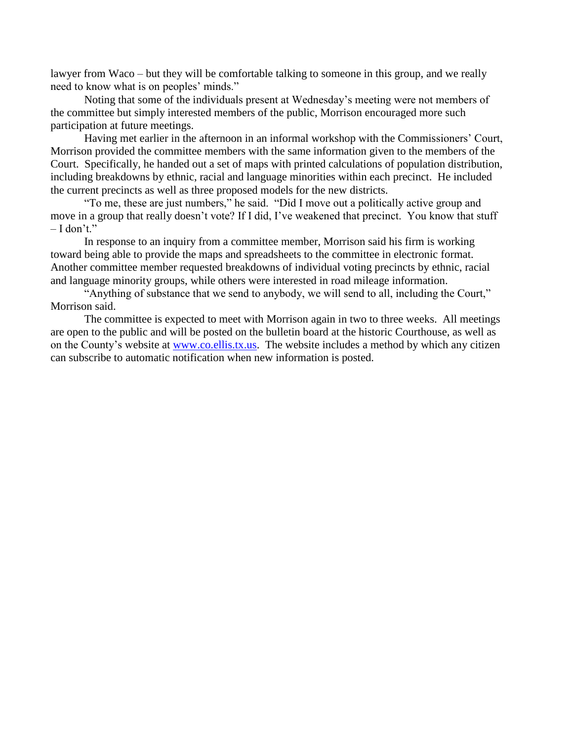lawyer from Waco – but they will be comfortable talking to someone in this group, and we really need to know what is on peoples' minds."

Noting that some of the individuals present at Wednesday's meeting were not members of the committee but simply interested members of the public, Morrison encouraged more such participation at future meetings.

Having met earlier in the afternoon in an informal workshop with the Commissioners' Court, Morrison provided the committee members with the same information given to the members of the Court. Specifically, he handed out a set of maps with printed calculations of population distribution, including breakdowns by ethnic, racial and language minorities within each precinct. He included the current precincts as well as three proposed models for the new districts.

"To me, these are just numbers," he said. "Did I move out a politically active group and move in a group that really doesn't vote? If I did, I've weakened that precinct. You know that stuff – I don't."

In response to an inquiry from a committee member, Morrison said his firm is working toward being able to provide the maps and spreadsheets to the committee in electronic format. Another committee member requested breakdowns of individual voting precincts by ethnic, racial and language minority groups, while others were interested in road mileage information.

"Anything of substance that we send to anybody, we will send to all, including the Court," Morrison said.

The committee is expected to meet with Morrison again in two to three weeks. All meetings are open to the public and will be posted on the bulletin board at the historic Courthouse, as well as on the County's website at www.co.ellis.tx.us. The website includes a method by which any citizen can subscribe to automatic notification when new information is posted.